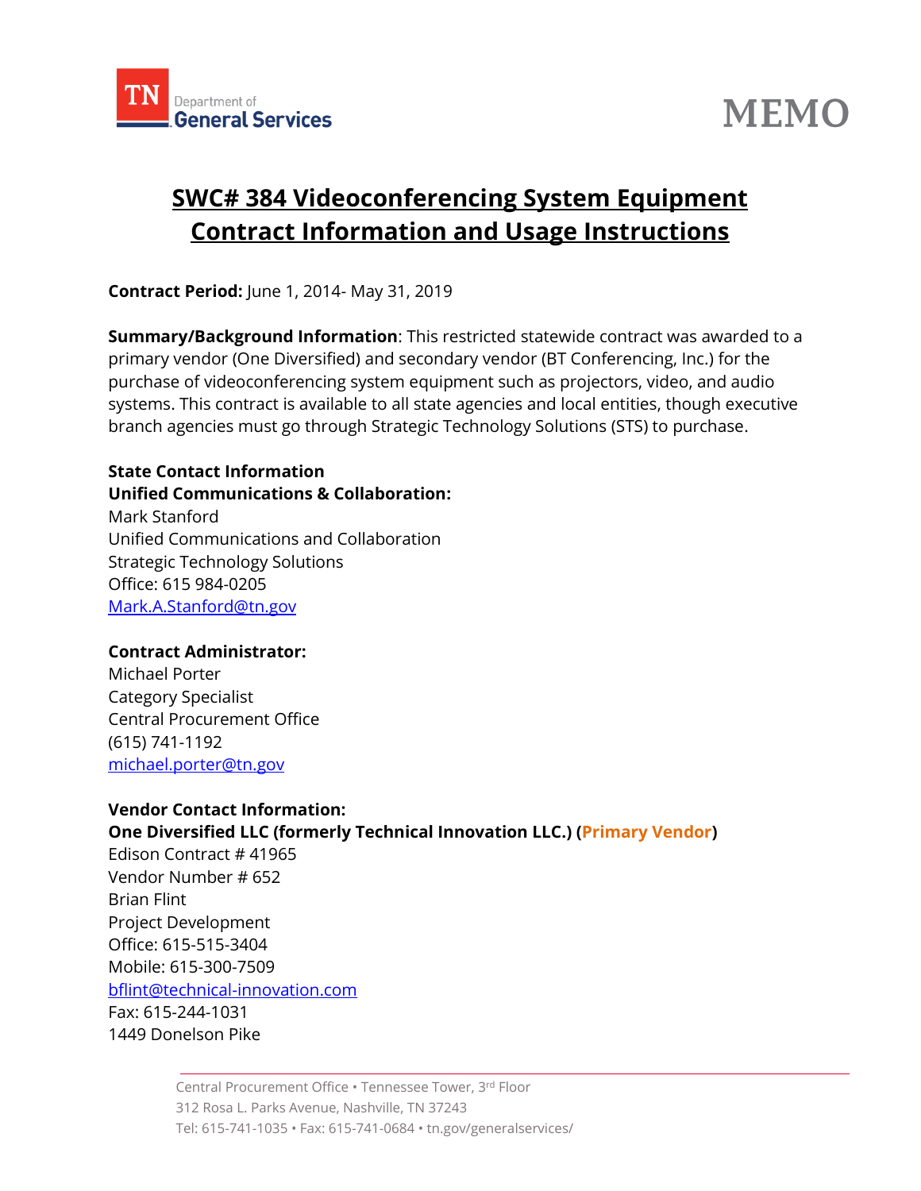TN Department of General Services

# MEMO

## SWC# 384 Videoconferencing System Equipment Contract Information and Usage Instructions

**Contract Period:** June 1, 2014- May 31, 2019

**Summary/Background Information**: This restricted statewide contract was awarded to a primary vendor (One Diversified) and secondary vendor (BT Conferencing, Inc.) for the purchase of videoconferencing system equipment such as projectors, video, and audio systems. This contract is available to all state agencies and local entities, though executive branch agencies must go through Strategic Technology Solutions (STS) to purchase.

**State Contact Information**
**Unified Communications & Collaboration:**
Mark Stanford
Unified Communications and Collaboration
Strategic Technology Solutions
Office: 615 984-0205
Mark.A.Stanford@tn.gov

**Contract Administrator:**
Michael Porter
Category Specialist
Central Procurement Office
(615) 741-1192
michael.porter@tn.gov

**Vendor Contact Information:**
**One Diversified LLC (formerly Technical Innovation LLC.) (Primary Vendor)**
Edison Contract # 41965
Vendor Number # 652
Brian Flint
Project Development
Office: 615-515-3404
Mobile: 615-300-7509
bflint@technical-innovation.com
Fax: 615-244-1031
1449 Donelson Pike

Central Procurement Office • Tennessee Tower, 3rd Floor
312 Rosa L. Parks Avenue, Nashville, TN 37243
Tel: 615-741-1035 • Fax: 615-741-0684 • tn.gov/generalservices/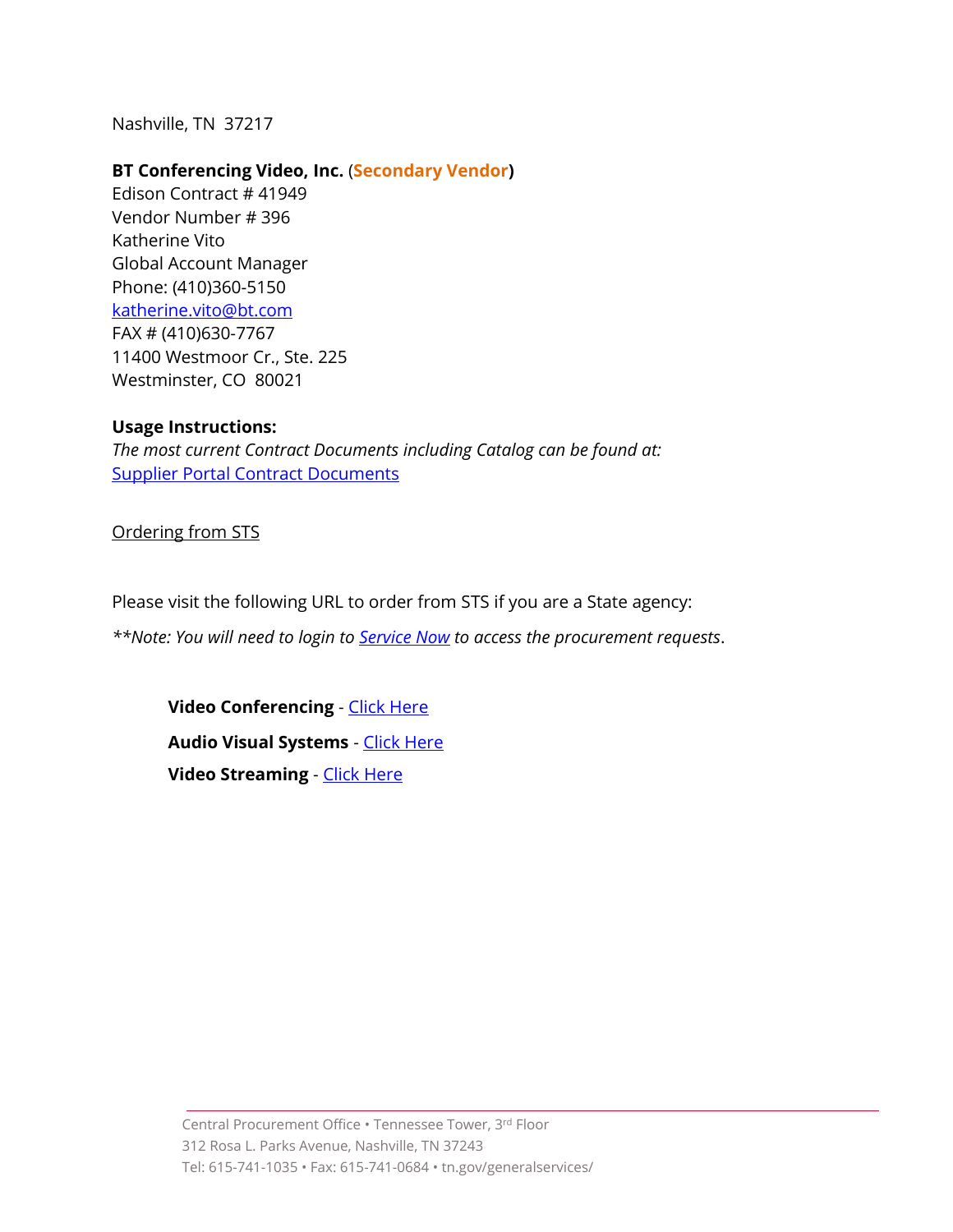Nashville, TN 37217

**BT Conferencing Video, Inc.** (**Secondary Vendor**)
Edison Contract # 41949
Vendor Number # 396
Katherine Vito
Global Account Manager
Phone: (410)360-5150
[katherine.vito@bt.com](mailto:katherine.vito@bt.com)
FAX # (410)630-7767
11400 Westmoor Cr., Ste. 225
Westminster, CO 80021

**Usage Instructions:**
*The most current Contract Documents including Catalog can be found at:*
[Supplier Portal Contract Documents]()

[Ordering from STS]()

Please visit the following URL to order from STS if you are a State agency:

*\*\*Note: You will need to login to [Service Now]() to access the procurement requests*.

> **Video Conferencing** - [Click Here]()
>
> **Audio Visual Systems** - [Click Here]()
>
> **Video Streaming** - [Click Here]()

Central Procurement Office • Tennessee Tower, 3rd Floor
312 Rosa L. Parks Avenue, Nashville, TN 37243
Tel: 615-741-1035 • Fax: 615-741-0684 • tn.gov/generalservices/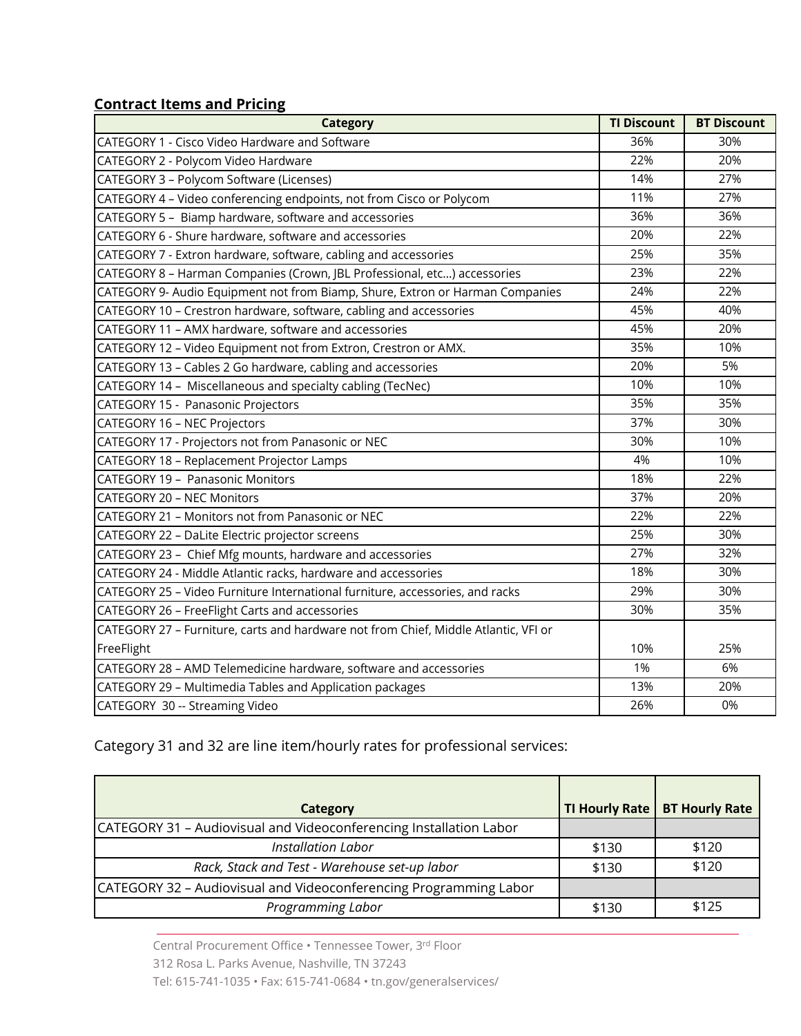**Contract Items and Pricing**

| Category | TI Discount | BT Discount |
| --- | --- | --- |
| CATEGORY 1 - Cisco Video Hardware and Software | 36% | 30% |
| CATEGORY 2 - Polycom Video Hardware | 22% | 20% |
| CATEGORY 3 – Polycom Software (Licenses) | 14% | 27% |
| CATEGORY 4 – Video conferencing endpoints, not from Cisco or Polycom | 11% | 27% |
| CATEGORY 5 – Biamp hardware, software and accessories | 36% | 36% |
| CATEGORY 6 - Shure hardware, software and accessories | 20% | 22% |
| CATEGORY 7 - Extron hardware, software, cabling and accessories | 25% | 35% |
| CATEGORY 8 – Harman Companies (Crown, JBL Professional, etc…) accessories | 23% | 22% |
| CATEGORY 9- Audio Equipment not from Biamp, Shure, Extron or Harman Companies | 24% | 22% |
| CATEGORY 10 – Crestron hardware, software, cabling and accessories | 45% | 40% |
| CATEGORY 11 – AMX hardware, software and accessories | 45% | 20% |
| CATEGORY 12 – Video Equipment not from Extron, Crestron or AMX. | 35% | 10% |
| CATEGORY 13 – Cables 2 Go hardware, cabling and accessories | 20% | 5% |
| CATEGORY 14 – Miscellaneous and specialty cabling (TecNec) | 10% | 10% |
| CATEGORY 15 - Panasonic Projectors | 35% | 35% |
| CATEGORY 16 – NEC Projectors | 37% | 30% |
| CATEGORY 17 - Projectors not from Panasonic or NEC | 30% | 10% |
| CATEGORY 18 – Replacement Projector Lamps | 4% | 10% |
| CATEGORY 19 – Panasonic Monitors | 18% | 22% |
| CATEGORY 20 – NEC Monitors | 37% | 20% |
| CATEGORY 21 – Monitors not from Panasonic or NEC | 22% | 22% |
| CATEGORY 22 – DaLite Electric projector screens | 25% | 30% |
| CATEGORY 23 – Chief Mfg mounts, hardware and accessories | 27% | 32% |
| CATEGORY 24 - Middle Atlantic racks, hardware and accessories | 18% | 30% |
| CATEGORY 25 – Video Furniture International furniture, accessories, and racks | 29% | 30% |
| CATEGORY 26 – FreeFlight Carts and accessories | 30% | 35% |
| CATEGORY 27 – Furniture, carts and hardware not from Chief, Middle Atlantic, VFI or FreeFlight | 10% | 25% |
| CATEGORY 28 – AMD Telemedicine hardware, software and accessories | 1% | 6% |
| CATEGORY 29 – Multimedia Tables and Application packages | 13% | 20% |
| CATEGORY 30 -- Streaming Video | 26% | 0% |

Category 31 and 32 are line item/hourly rates for professional services:

| Category | TI Hourly Rate | BT Hourly Rate |
| --- | --- | --- |
| CATEGORY 31 – Audiovisual and Videoconferencing Installation Labor | | |
| *Installation Labor* | $130 | $120 |
| *Rack, Stack and Test - Warehouse set-up labor* | $130 | $120 |
| CATEGORY 32 – Audiovisual and Videoconferencing Programming Labor | | |
| *Programming Labor* | $130 | $125 |

Central Procurement Office • Tennessee Tower, 3rd Floor
312 Rosa L. Parks Avenue, Nashville, TN 37243
Tel: 615-741-1035 • Fax: 615-741-0684 • tn.gov/generalservices/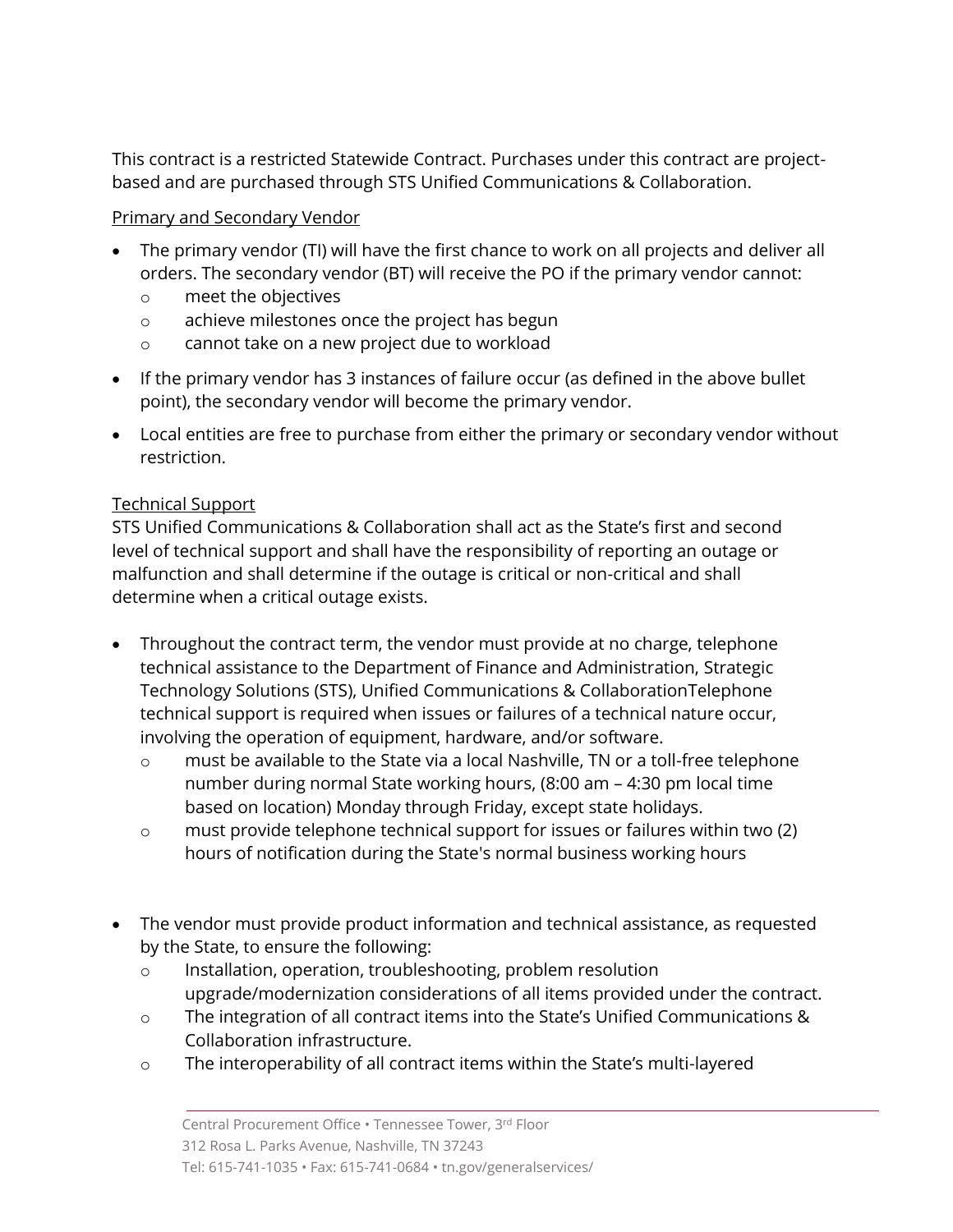This contract is a restricted Statewide Contract. Purchases under this contract are project-based and are purchased through STS Unified Communications & Collaboration.

<u>Primary and Secondary Vendor</u>

- The primary vendor (TI) will have the first chance to work on all projects and deliver all orders. The secondary vendor (BT) will receive the PO if the primary vendor cannot:
    - meet the objectives
    - achieve milestones once the project has begun
    - cannot take on a new project due to workload
- If the primary vendor has 3 instances of failure occur (as defined in the above bullet point), the secondary vendor will become the primary vendor.
- Local entities are free to purchase from either the primary or secondary vendor without restriction.

<u>Technical Support</u>

STS Unified Communications & Collaboration shall act as the State's first and second level of technical support and shall have the responsibility of reporting an outage or malfunction and shall determine if the outage is critical or non-critical and shall determine when a critical outage exists.

- Throughout the contract term, the vendor must provide at no charge, telephone technical assistance to the Department of Finance and Administration, Strategic Technology Solutions (STS), Unified Communications & CollaborationTelephone technical support is required when issues or failures of a technical nature occur, involving the operation of equipment, hardware, and/or software.
    - must be available to the State via a local Nashville, TN or a toll-free telephone number during normal State working hours, (8:00 am – 4:30 pm local time based on location) Monday through Friday, except state holidays.
    - must provide telephone technical support for issues or failures within two (2) hours of notification during the State's normal business working hours

- The vendor must provide product information and technical assistance, as requested by the State, to ensure the following:
    - Installation, operation, troubleshooting, problem resolution upgrade/modernization considerations of all items provided under the contract.
    - The integration of all contract items into the State's Unified Communications & Collaboration infrastructure.
    - The interoperability of all contract items within the State's multi-layered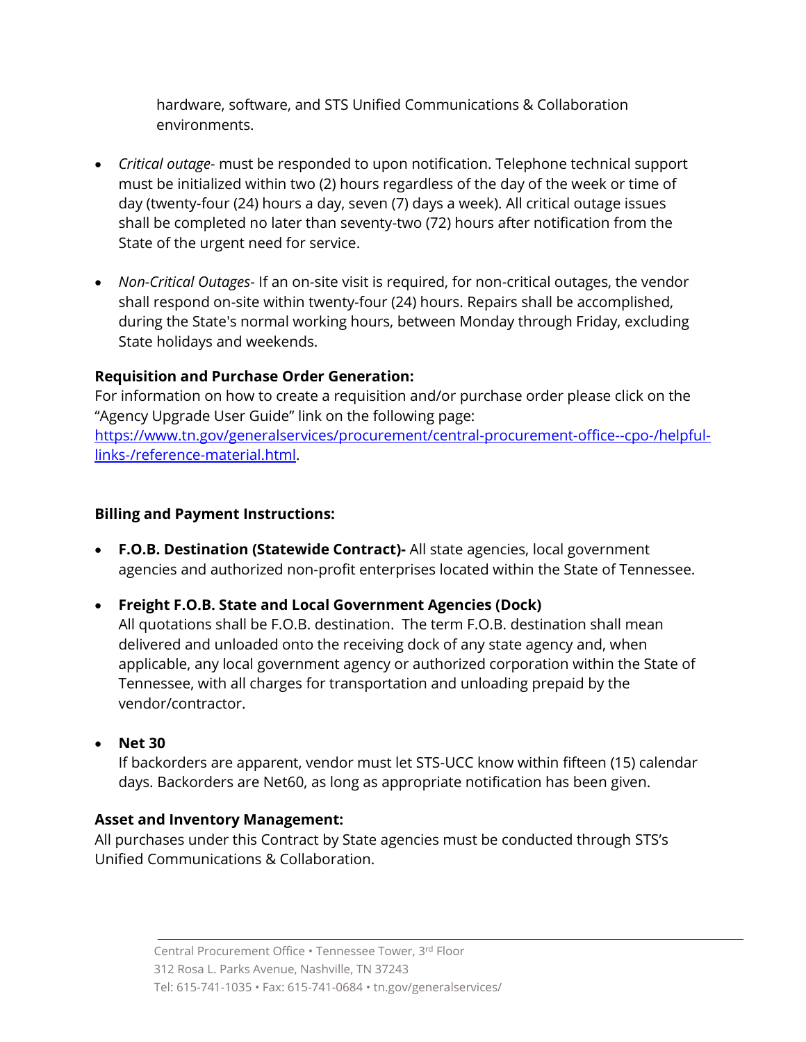hardware, software, and STS Unified Communications & Collaboration environments.

- *Critical outage*- must be responded to upon notification. Telephone technical support must be initialized within two (2) hours regardless of the day of the week or time of day (twenty-four (24) hours a day, seven (7) days a week). All critical outage issues shall be completed no later than seventy-two (72) hours after notification from the State of the urgent need for service.

- *Non-Critical Outages*- If an on-site visit is required, for non-critical outages, the vendor shall respond on-site within twenty-four (24) hours. Repairs shall be accomplished, during the State's normal working hours, between Monday through Friday, excluding State holidays and weekends.

**Requisition and Purchase Order Generation:**

For information on how to create a requisition and/or purchase order please click on the "Agency Upgrade User Guide" link on the following page: [https://www.tn.gov/generalservices/procurement/central-procurement-office--cpo-/helpful-links-/reference-material.html](https://www.tn.gov/generalservices/procurement/central-procurement-office--cpo-/helpful-links-/reference-material.html).

**Billing and Payment Instructions:**

- **F.O.B. Destination (Statewide Contract)-** All state agencies, local government agencies and authorized non-profit enterprises located within the State of Tennessee.

- **Freight F.O.B. State and Local Government Agencies (Dock)**
  All quotations shall be F.O.B. destination. The term F.O.B. destination shall mean delivered and unloaded onto the receiving dock of any state agency and, when applicable, any local government agency or authorized corporation within the State of Tennessee, with all charges for transportation and unloading prepaid by the vendor/contractor.

- **Net 30**
  If backorders are apparent, vendor must let STS-UCC know within fifteen (15) calendar days. Backorders are Net60, as long as appropriate notification has been given.

**Asset and Inventory Management:**

All purchases under this Contract by State agencies must be conducted through STS's Unified Communications & Collaboration.